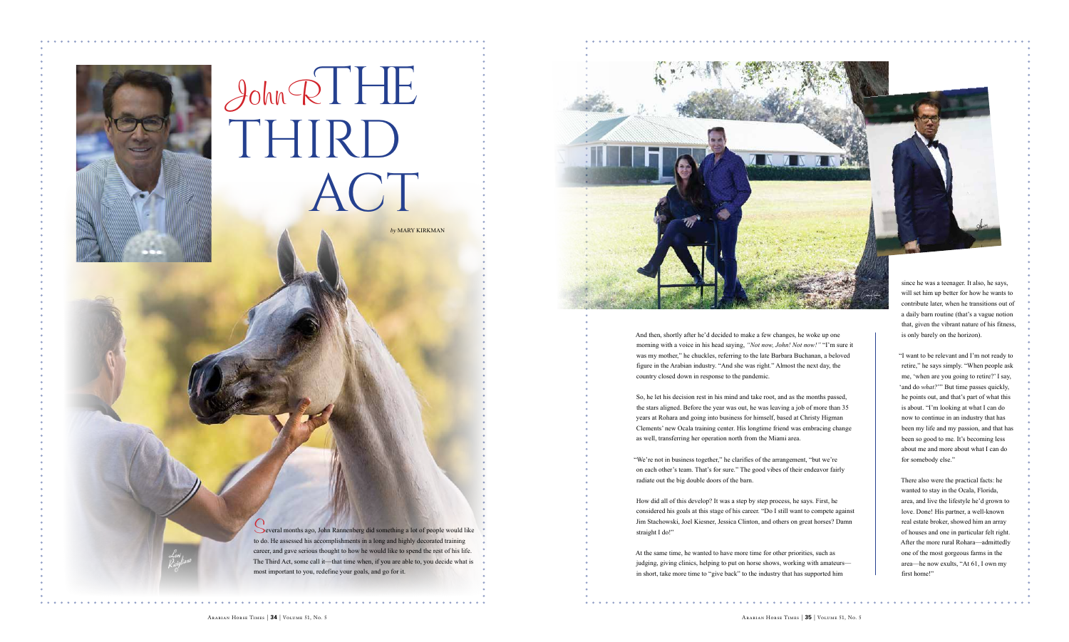# John R THE THIRD ACT

*by* MARY KIRKMAN

Several months ago, John Rannenberg did something a lot of people would like to do. He assessed his accomplishments in a long and highly decorated training career, and gave serious thought to how he would like to spend the rest of his life. The Third Act, some call it—that time when, if you are able to, you decide what is most important to you, redefine your goals, and go for it.

And then, shortly after he'd decided to make a few changes, he woke up one morning with a voice in his head saying, *"Not now, John! Not now!"* "I'm sure it was my mother," he chuckles, referring to the late Barbara Buchanan, a beloved figure in the Arabian industry. "And she was right." Almost the next day, the country closed down in response to the pandemic.

So, he let his decision rest in his mind and take root, and as the months passed, the stars aligned. Before the year was out, he was leaving a job of more than 35 years at Rohara and going into business for himself, based at Christy Higman Clements' new Ocala training center. His longtime friend was embracing change as well, transferring her operation north from the Miami area.

"We're not in business together," he clarifies of the arrangement, "but we're on each other's team. That's for sure." The good vibes of their endeavor fairly radiate out the big double doors of the barn.

How did all of this develop? It was a step by step process, he says. First, he considered his goals at this stage of his career. "Do I still want to compete against Jim Stachowski, Joel Kiesner, Jessica Clinton, and others on great horses? Damn straight I do!"

At the same time, he wanted to have more time for other priorities, such as judging, giving clinics, helping to put on horse shows, working with amateurs—in short, take more time to "give back" to the industry that has supported him since he was a teenager. It also, he says, will set him up better for how he wants to contribute later, when he transitions out of a daily barn routine (that's a vague notion that, given the vibrant nature of his fitness, is only barely on the horizon).

"I want to be relevant and I'm not ready to retire," he says simply. "When people ask me, 'when are you going to retire?' I say, 'and do *what?*'" But time passes quickly, he points out, and that's part of what this is about. "I'm looking at what I can do now to continue in an industry that has been my life and my passion, and that has been so good to me. It's becoming less about me and more about what I can do for somebody else."

There also were the practical facts: he wanted to stay in the Ocala, Florida, area, and live the lifestyle he'd grown to love. Done! His partner, a well-known real estate broker, showed him an array of houses and one in particular felt right. After the more rural Rohara—admittedly one of the most gorgeous farms in the area—he now exults, "At 61, I own my first home!"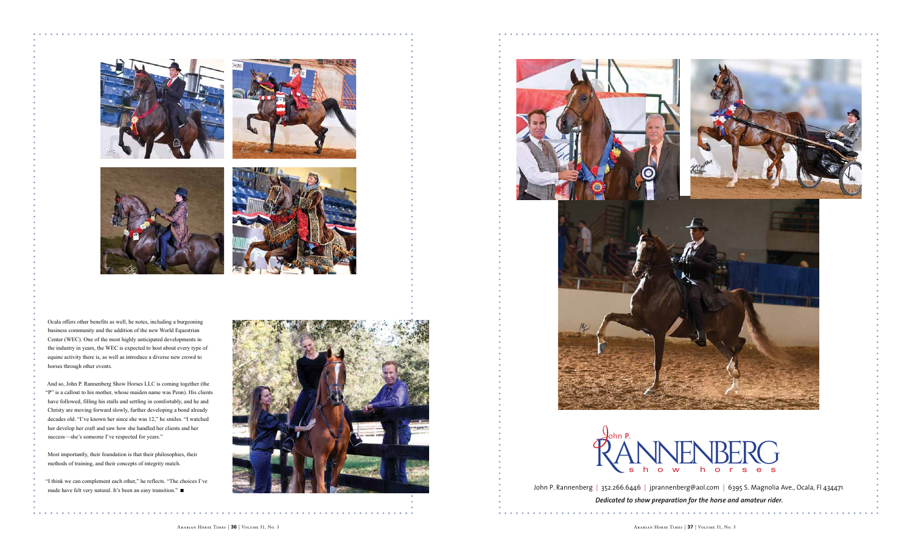Ocala offers other benefits as well, he notes, including a burgeoning business community and the addition of the new World Equestrian Center (WEC). One of the most highly anticipated developments in the industry in years, the WEC is expected to host about every type of equine activity there is, as well as introduce a diverse new crowd to horses through other events.

And so, John P. Rannenberg Show Horses LLC is coming together (the "P" is a callout to his mother, whose maiden name was Penn). His clients have followed, filling his stalls and settling in comfortably, and he and Christy are moving forward slowly, further developing a bond already decades old. "I've known her since she was 12," he smiles. "I watched her develop her craft and saw how she handled her clients and her success—she's someone I've respected for years."

Most importantly, their foundation is that their philosophies, their methods of training, and their concepts of integrity match.

"I think we can complement each other," he reflects. "The choices I've made have felt very natural. It's been an easy transition." ■

John P. RANNENBERG show horses

John P. Rannenberg | 352.266.6446 | jprannenberg@aol.com | 6395 S. Magnolia Ave., Ocala, Fl 434471

*Dedicated to show preparation for the horse and amateur rider.*